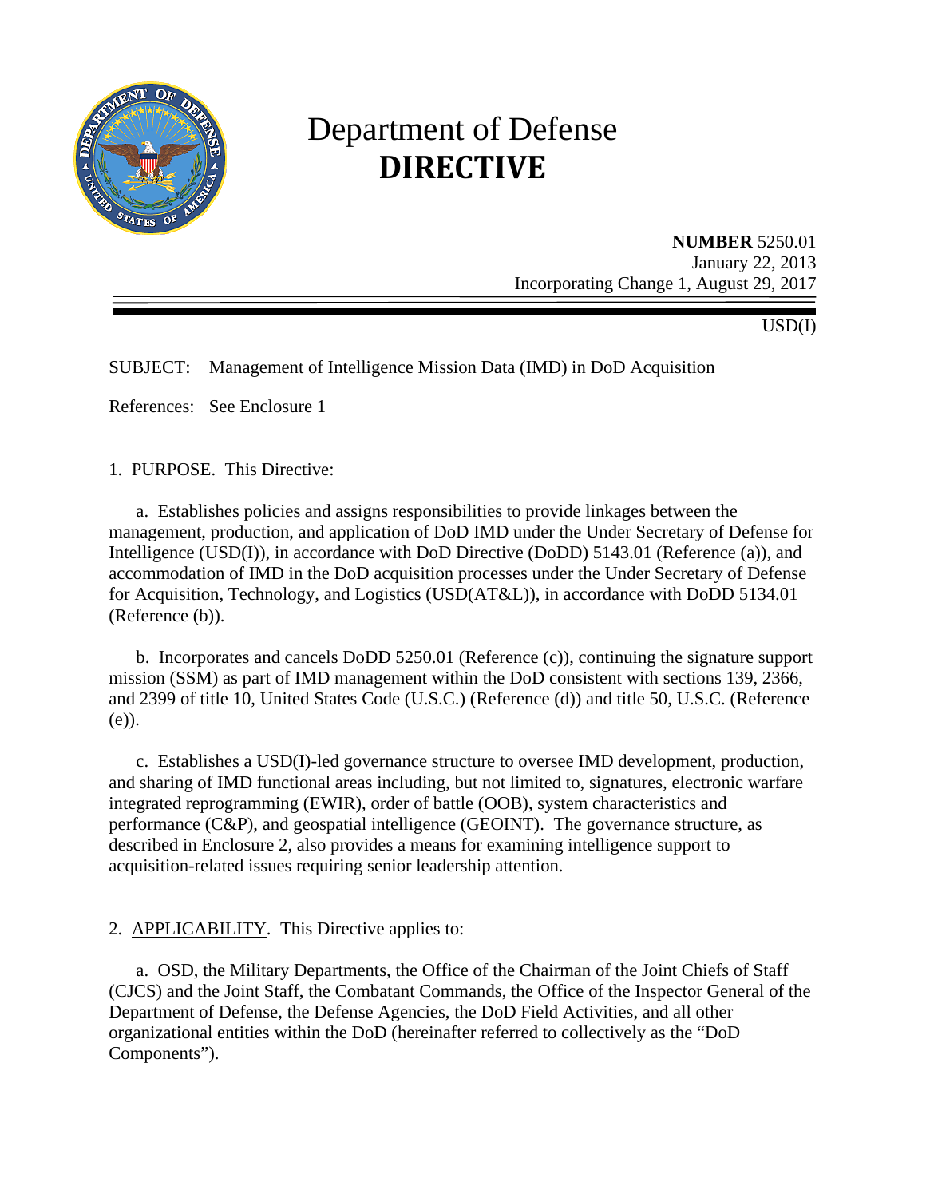# Department of Defense
# **DIRECTIVE**

**NUMBER** 5250.01
January 22, 2013
Incorporating Change 1, August 29, 2017

USD(I)

SUBJECT: Management of Intelligence Mission Data (IMD) in DoD Acquisition

References: See Enclosure 1

1. PURPOSE. This Directive:

a. Establishes policies and assigns responsibilities to provide linkages between the management, production, and application of DoD IMD under the Under Secretary of Defense for Intelligence (USD(I)), in accordance with DoD Directive (DoDD) 5143.01 (Reference (a)), and accommodation of IMD in the DoD acquisition processes under the Under Secretary of Defense for Acquisition, Technology, and Logistics (USD(AT&L)), in accordance with DoDD 5134.01 (Reference (b)).

b. Incorporates and cancels DoDD 5250.01 (Reference (c)), continuing the signature support mission (SSM) as part of IMD management within the DoD consistent with sections 139, 2366, and 2399 of title 10, United States Code (U.S.C.) (Reference (d)) and title 50, U.S.C. (Reference (e)).

c. Establishes a USD(I)-led governance structure to oversee IMD development, production, and sharing of IMD functional areas including, but not limited to, signatures, electronic warfare integrated reprogramming (EWIR), order of battle (OOB), system characteristics and performance (C&P), and geospatial intelligence (GEOINT). The governance structure, as described in Enclosure 2, also provides a means for examining intelligence support to acquisition-related issues requiring senior leadership attention.

2. APPLICABILITY. This Directive applies to:

a. OSD, the Military Departments, the Office of the Chairman of the Joint Chiefs of Staff (CJCS) and the Joint Staff, the Combatant Commands, the Office of the Inspector General of the Department of Defense, the Defense Agencies, the DoD Field Activities, and all other organizational entities within the DoD (hereinafter referred to collectively as the "DoD Components").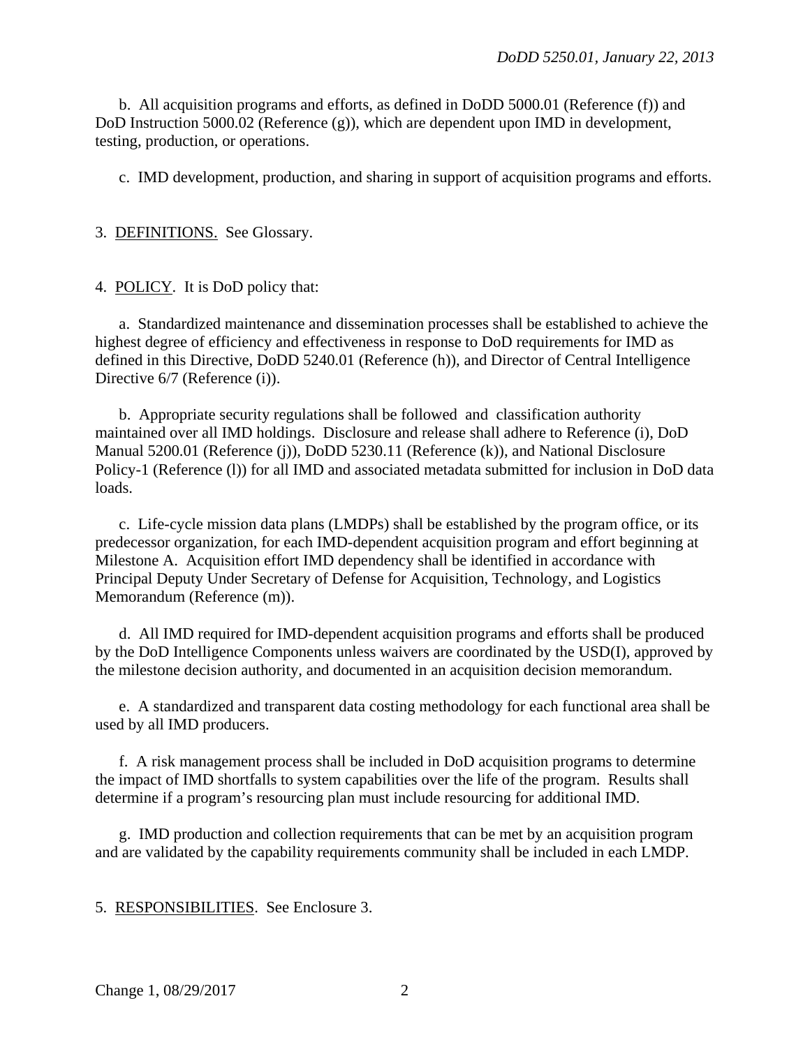b. All acquisition programs and efforts, as defined in DoDD 5000.01 (Reference (f)) and DoD Instruction 5000.02 (Reference (g)), which are dependent upon IMD in development, testing, production, or operations.

c. IMD development, production, and sharing in support of acquisition programs and efforts.

3. DEFINITIONS. See Glossary.

4. POLICY. It is DoD policy that:

a. Standardized maintenance and dissemination processes shall be established to achieve the highest degree of efficiency and effectiveness in response to DoD requirements for IMD as defined in this Directive, DoDD 5240.01 (Reference (h)), and Director of Central Intelligence Directive 6/7 (Reference (i)).

b. Appropriate security regulations shall be followed and classification authority maintained over all IMD holdings. Disclosure and release shall adhere to Reference (i), DoD Manual 5200.01 (Reference (j)), DoDD 5230.11 (Reference (k)), and National Disclosure Policy-1 (Reference (l)) for all IMD and associated metadata submitted for inclusion in DoD data loads.

c. Life-cycle mission data plans (LMDPs) shall be established by the program office, or its predecessor organization, for each IMD-dependent acquisition program and effort beginning at Milestone A. Acquisition effort IMD dependency shall be identified in accordance with Principal Deputy Under Secretary of Defense for Acquisition, Technology, and Logistics Memorandum (Reference (m)).

d. All IMD required for IMD-dependent acquisition programs and efforts shall be produced by the DoD Intelligence Components unless waivers are coordinated by the USD(I), approved by the milestone decision authority, and documented in an acquisition decision memorandum.

e. A standardized and transparent data costing methodology for each functional area shall be used by all IMD producers.

f. A risk management process shall be included in DoD acquisition programs to determine the impact of IMD shortfalls to system capabilities over the life of the program. Results shall determine if a program's resourcing plan must include resourcing for additional IMD.

g. IMD production and collection requirements that can be met by an acquisition program and are validated by the capability requirements community shall be included in each LMDP.

5. RESPONSIBILITIES. See Enclosure 3.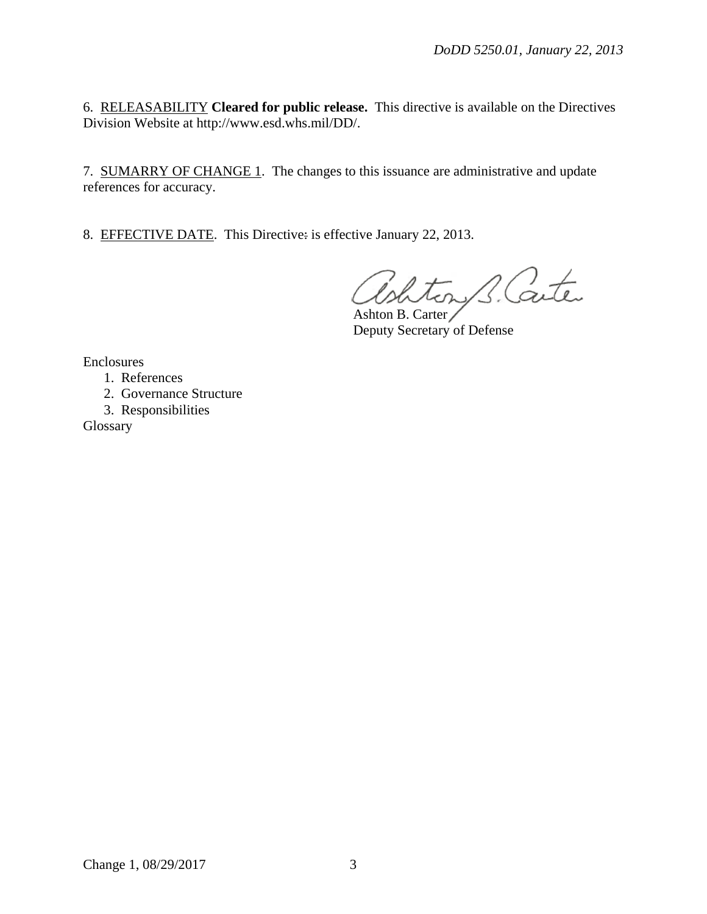6. RELEASABILITY **Cleared for public release.** This directive is available on the Directives Division Website at http://www.esd.whs.mil/DD/.

7. SUMARRY OF CHANGE 1. The changes to this issuance are administrative and update references for accuracy.

8. EFFECTIVE DATE. This Directive: is effective January 22, 2013.

Ashton B. Carter
Deputy Secretary of Defense

Enclosures
1. References
2. Governance Structure
3. Responsibilities

Glossary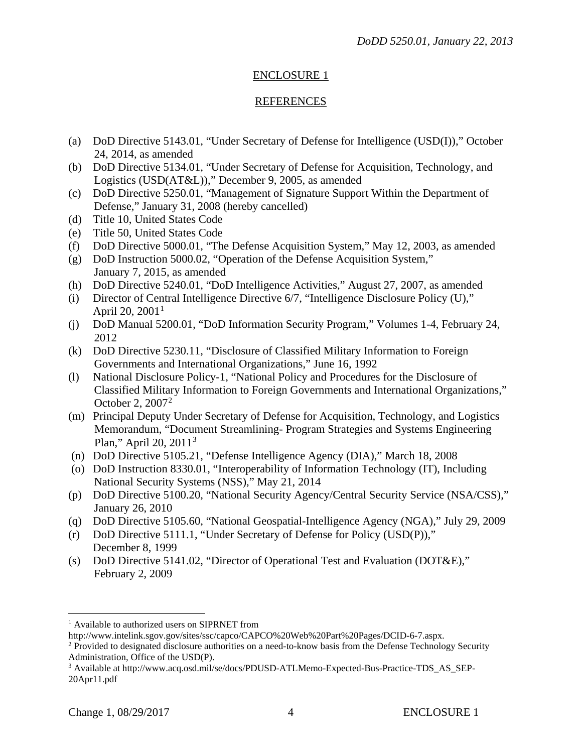## ENCLOSURE 1

## REFERENCES

(a) DoD Directive 5143.01, "Under Secretary of Defense for Intelligence (USD(I))," October 24, 2014, as amended
(b) DoD Directive 5134.01, "Under Secretary of Defense for Acquisition, Technology, and Logistics (USD(AT&L))," December 9, 2005, as amended
(c) DoD Directive 5250.01, "Management of Signature Support Within the Department of Defense," January 31, 2008 (hereby cancelled)
(d) Title 10, United States Code
(e) Title 50, United States Code
(f) DoD Directive 5000.01, "The Defense Acquisition System," May 12, 2003, as amended
(g) DoD Instruction 5000.02, "Operation of the Defense Acquisition System," January 7, 2015, as amended
(h) DoD Directive 5240.01, "DoD Intelligence Activities," August 27, 2007, as amended
(i) Director of Central Intelligence Directive 6/7, "Intelligence Disclosure Policy (U)," April 20, 2001[1]
(j) DoD Manual 5200.01, "DoD Information Security Program," Volumes 1-4, February 24, 2012
(k) DoD Directive 5230.11, "Disclosure of Classified Military Information to Foreign Governments and International Organizations," June 16, 1992
(l) National Disclosure Policy-1, "National Policy and Procedures for the Disclosure of Classified Military Information to Foreign Governments and International Organizations," October 2, 2007[2]
(m) Principal Deputy Under Secretary of Defense for Acquisition, Technology, and Logistics Memorandum, "Document Streamlining- Program Strategies and Systems Engineering Plan," April 20, 2011[3]
(n) DoD Directive 5105.21, "Defense Intelligence Agency (DIA)," March 18, 2008
(o) DoD Instruction 8330.01, "Interoperability of Information Technology (IT), Including National Security Systems (NSS)," May 21, 2014
(p) DoD Directive 5100.20, "National Security Agency/Central Security Service (NSA/CSS)," January 26, 2010
(q) DoD Directive 5105.60, "National Geospatial-Intelligence Agency (NGA)," July 29, 2009
(r) DoD Directive 5111.1, "Under Secretary of Defense for Policy (USD(P))," December 8, 1999
(s) DoD Directive 5141.02, "Director of Operational Test and Evaluation (DOT&E)," February 2, 2009

---

[1] Available to authorized users on SIPRNET from http://www.intelink.sgov.gov/sites/ssc/capco/CAPCO%20Web%20Part%20Pages/DCID-6-7.aspx.
[2] Provided to designated disclosure authorities on a need-to-know basis from the Defense Technology Security Administration, Office of the USD(P).
[3] Available at http://www.acq.osd.mil/se/docs/PDUSD-ATLMemo-Expected-Bus-Practice-TDS_AS_SEP-20Apr11.pdf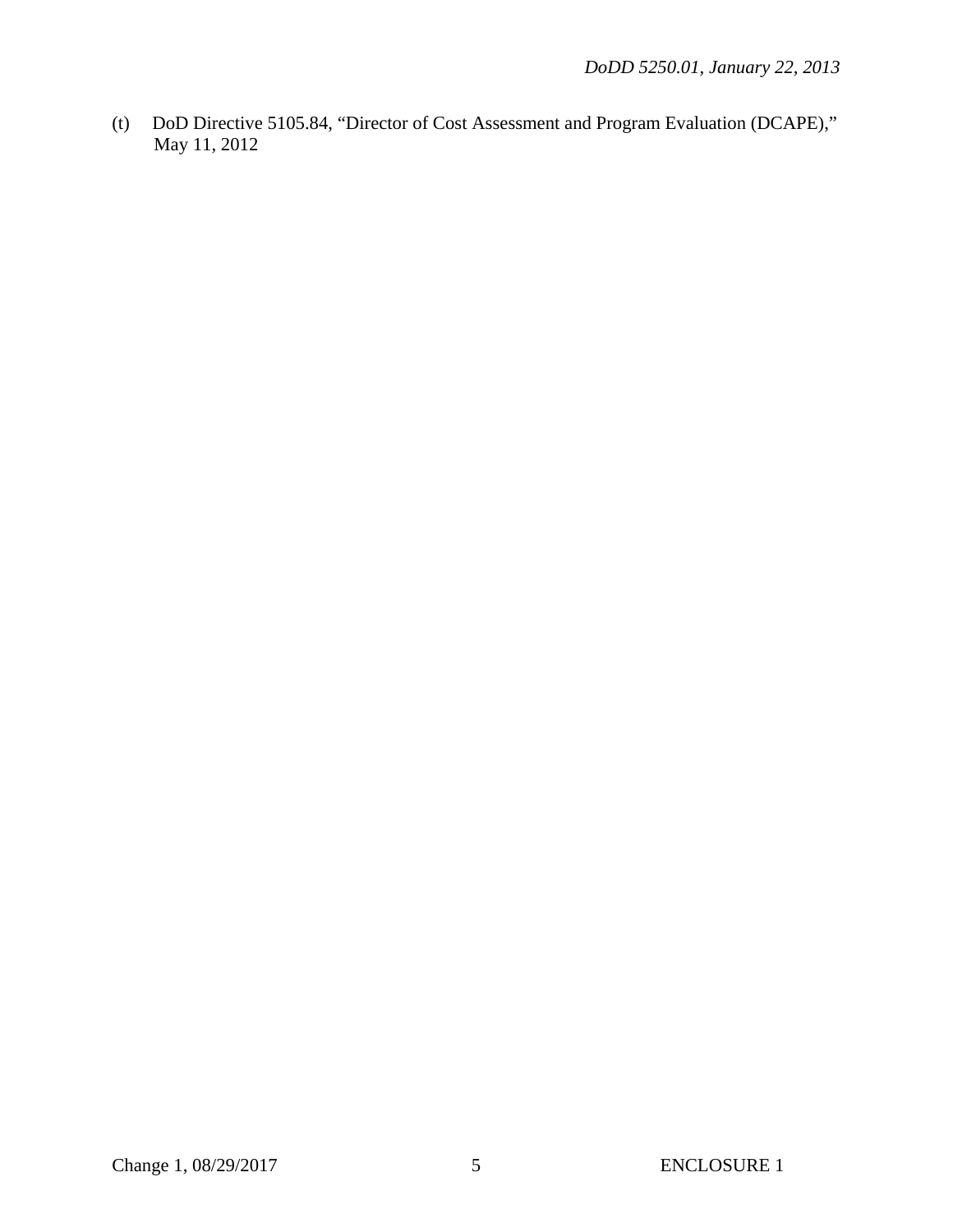(t) DoD Directive 5105.84, "Director of Cost Assessment and Program Evaluation (DCAPE)," May 11, 2012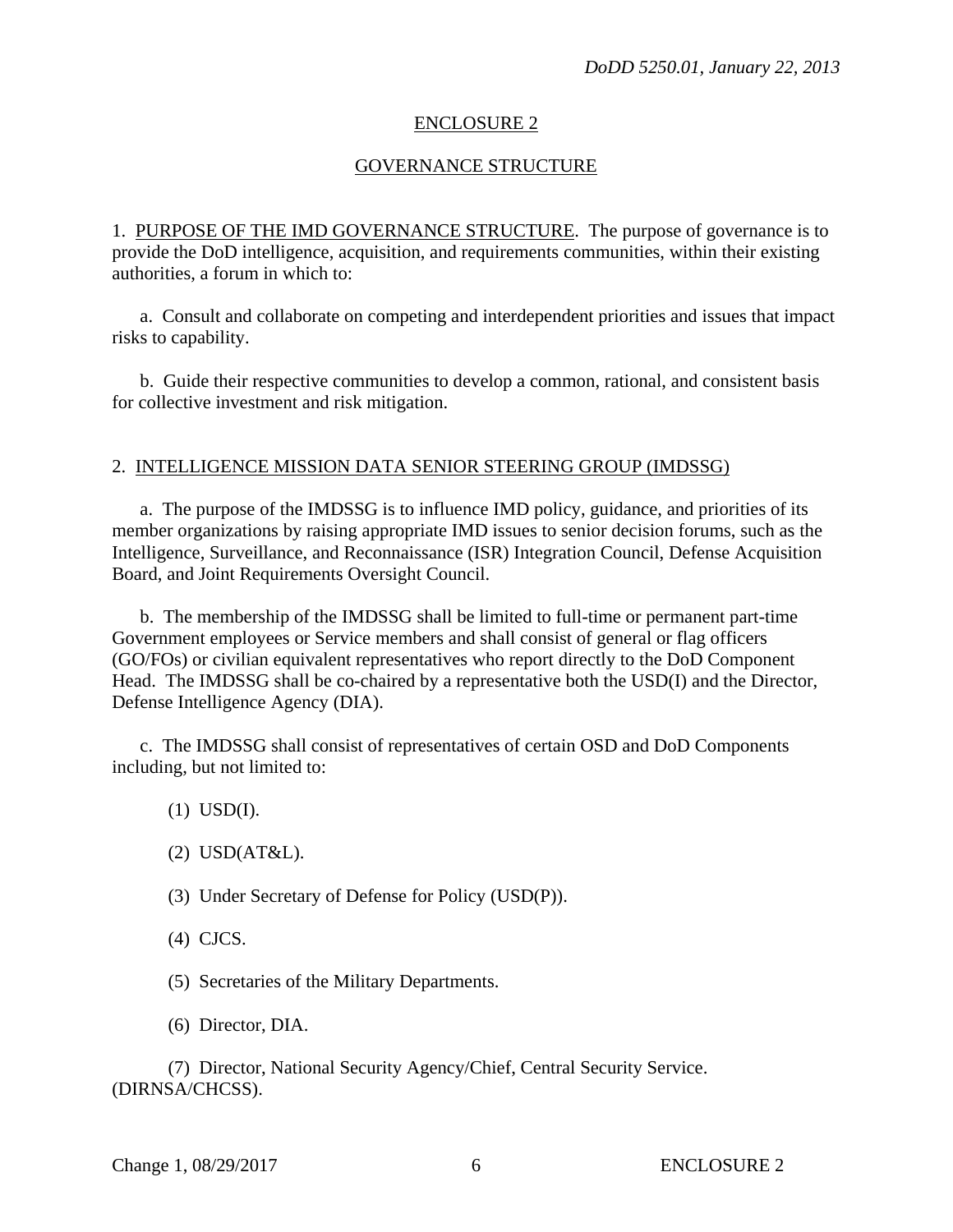## ENCLOSURE 2

## GOVERNANCE STRUCTURE

1. PURPOSE OF THE IMD GOVERNANCE STRUCTURE. The purpose of governance is to provide the DoD intelligence, acquisition, and requirements communities, within their existing authorities, a forum in which to:

a. Consult and collaborate on competing and interdependent priorities and issues that impact risks to capability.

b. Guide their respective communities to develop a common, rational, and consistent basis for collective investment and risk mitigation.

2. INTELLIGENCE MISSION DATA SENIOR STEERING GROUP (IMDSSG)

a. The purpose of the IMDSSG is to influence IMD policy, guidance, and priorities of its member organizations by raising appropriate IMD issues to senior decision forums, such as the Intelligence, Surveillance, and Reconnaissance (ISR) Integration Council, Defense Acquisition Board, and Joint Requirements Oversight Council.

b. The membership of the IMDSSG shall be limited to full-time or permanent part-time Government employees or Service members and shall consist of general or flag officers (GO/FOs) or civilian equivalent representatives who report directly to the DoD Component Head. The IMDSSG shall be co-chaired by a representative both the USD(I) and the Director, Defense Intelligence Agency (DIA).

c. The IMDSSG shall consist of representatives of certain OSD and DoD Components including, but not limited to:

(1) USD(I).

(2) USD(AT&L).

(3) Under Secretary of Defense for Policy (USD(P)).

(4) CJCS.

(5) Secretaries of the Military Departments.

(6) Director, DIA.

(7) Director, National Security Agency/Chief, Central Security Service. (DIRNSA/CHCSS).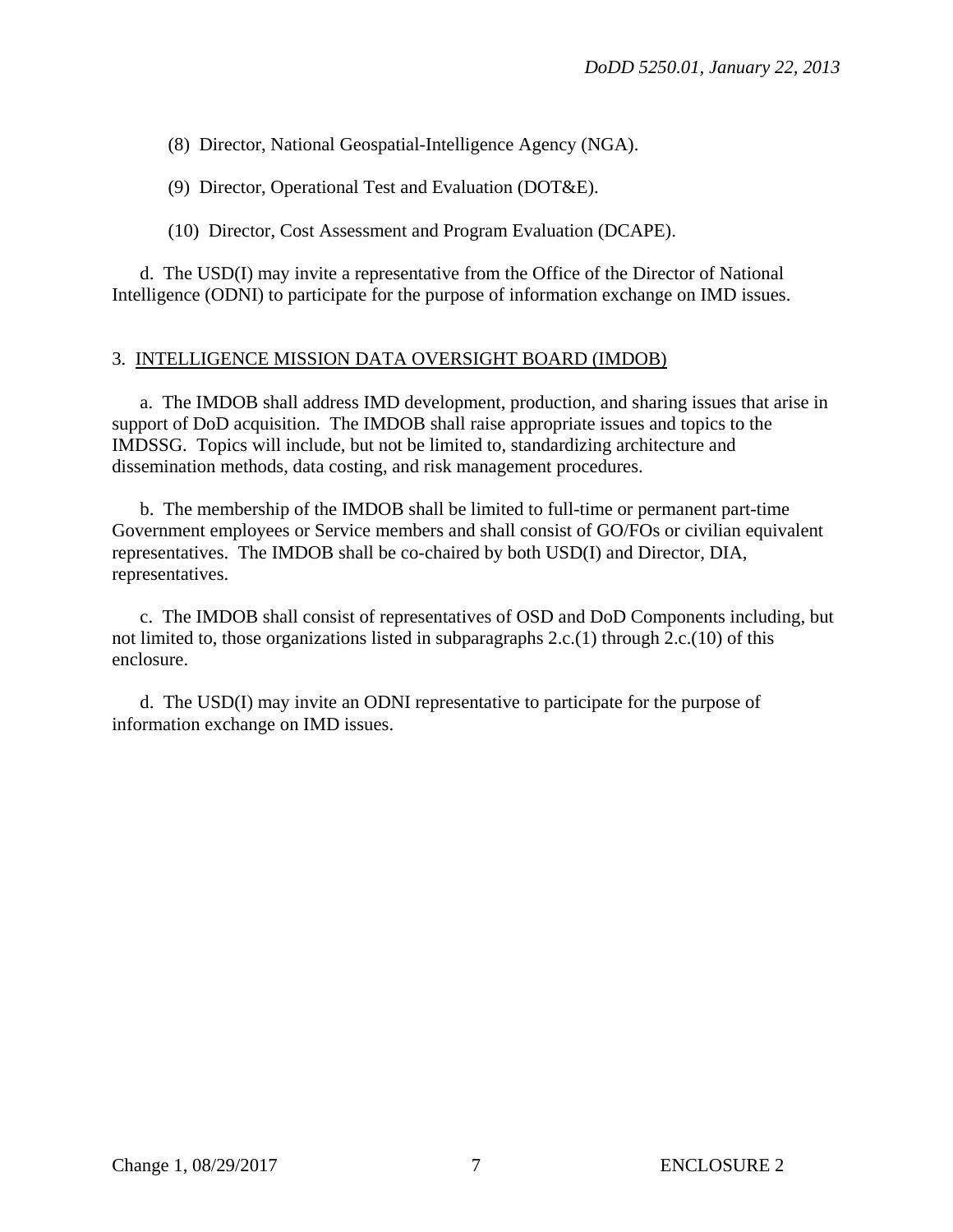(8) Director, National Geospatial-Intelligence Agency (NGA).

(9) Director, Operational Test and Evaluation (DOT&E).

(10) Director, Cost Assessment and Program Evaluation (DCAPE).

d. The USD(I) may invite a representative from the Office of the Director of National Intelligence (ODNI) to participate for the purpose of information exchange on IMD issues.

## 3. INTELLIGENCE MISSION DATA OVERSIGHT BOARD (IMDOB)

a. The IMDOB shall address IMD development, production, and sharing issues that arise in support of DoD acquisition. The IMDOB shall raise appropriate issues and topics to the IMDSSG. Topics will include, but not be limited to, standardizing architecture and dissemination methods, data costing, and risk management procedures.

b. The membership of the IMDOB shall be limited to full-time or permanent part-time Government employees or Service members and shall consist of GO/FOs or civilian equivalent representatives. The IMDOB shall be co-chaired by both USD(I) and Director, DIA, representatives.

c. The IMDOB shall consist of representatives of OSD and DoD Components including, but not limited to, those organizations listed in subparagraphs 2.c.(1) through 2.c.(10) of this enclosure.

d. The USD(I) may invite an ODNI representative to participate for the purpose of information exchange on IMD issues.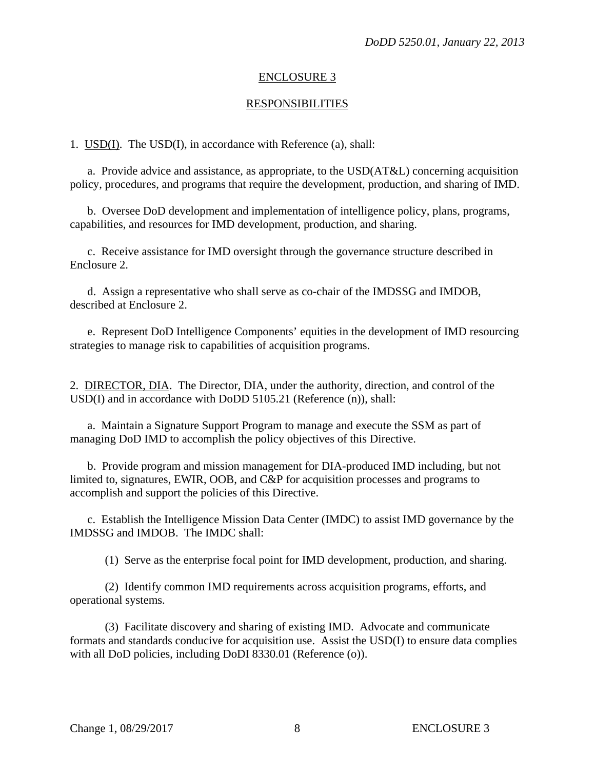## ENCLOSURE 3

## RESPONSIBILITIES

1. USD(I). The USD(I), in accordance with Reference (a), shall:

a. Provide advice and assistance, as appropriate, to the USD(AT&L) concerning acquisition policy, procedures, and programs that require the development, production, and sharing of IMD.

b. Oversee DoD development and implementation of intelligence policy, plans, programs, capabilities, and resources for IMD development, production, and sharing.

c. Receive assistance for IMD oversight through the governance structure described in Enclosure 2.

d. Assign a representative who shall serve as co-chair of the IMDSSG and IMDOB, described at Enclosure 2.

e. Represent DoD Intelligence Components' equities in the development of IMD resourcing strategies to manage risk to capabilities of acquisition programs.

2. DIRECTOR, DIA. The Director, DIA, under the authority, direction, and control of the USD(I) and in accordance with DoDD 5105.21 (Reference (n)), shall:

a. Maintain a Signature Support Program to manage and execute the SSM as part of managing DoD IMD to accomplish the policy objectives of this Directive.

b. Provide program and mission management for DIA-produced IMD including, but not limited to, signatures, EWIR, OOB, and C&P for acquisition processes and programs to accomplish and support the policies of this Directive.

c. Establish the Intelligence Mission Data Center (IMDC) to assist IMD governance by the IMDSSG and IMDOB. The IMDC shall:

(1) Serve as the enterprise focal point for IMD development, production, and sharing.

(2) Identify common IMD requirements across acquisition programs, efforts, and operational systems.

(3) Facilitate discovery and sharing of existing IMD. Advocate and communicate formats and standards conducive for acquisition use. Assist the USD(I) to ensure data complies with all DoD policies, including DoDI 8330.01 (Reference (o)).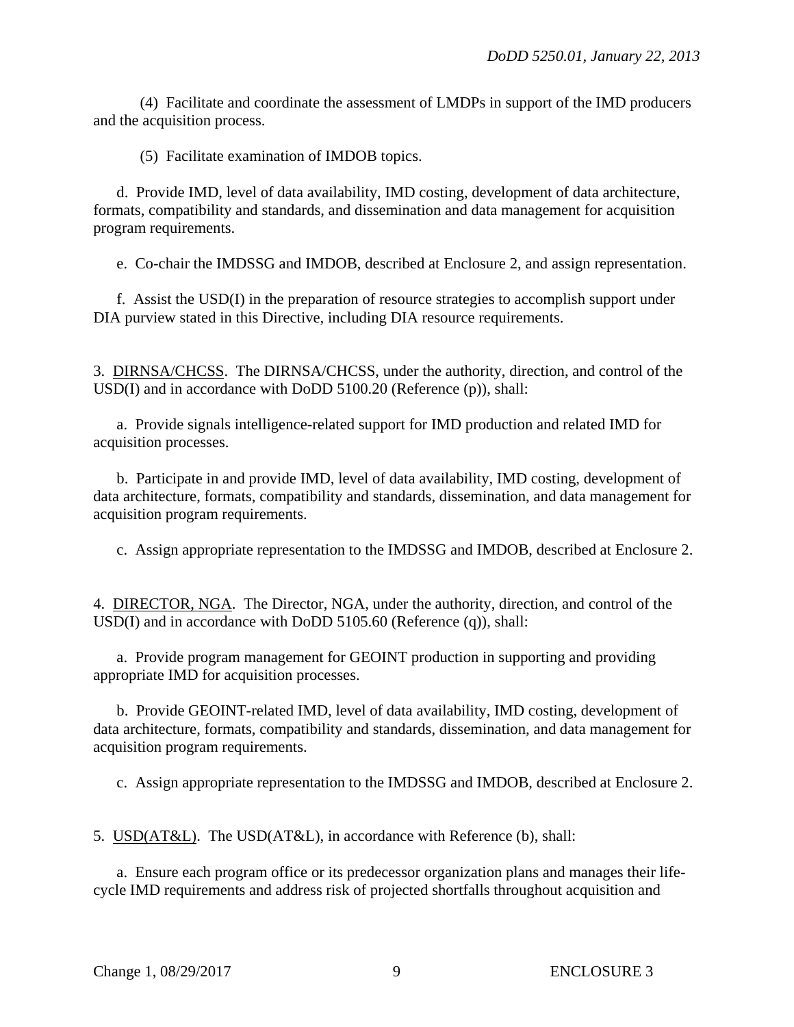(4) Facilitate and coordinate the assessment of LMDPs in support of the IMD producers and the acquisition process.

(5) Facilitate examination of IMDOB topics.

d. Provide IMD, level of data availability, IMD costing, development of data architecture, formats, compatibility and standards, and dissemination and data management for acquisition program requirements.

e. Co-chair the IMDSSG and IMDOB, described at Enclosure 2, and assign representation.

f. Assist the USD(I) in the preparation of resource strategies to accomplish support under DIA purview stated in this Directive, including DIA resource requirements.

3. <u>DIRNSA/CHCSS</u>. The DIRNSA/CHCSS, under the authority, direction, and control of the USD(I) and in accordance with DoDD 5100.20 (Reference (p)), shall:

a. Provide signals intelligence-related support for IMD production and related IMD for acquisition processes.

b. Participate in and provide IMD, level of data availability, IMD costing, development of data architecture, formats, compatibility and standards, dissemination, and data management for acquisition program requirements.

c. Assign appropriate representation to the IMDSSG and IMDOB, described at Enclosure 2.

4. <u>DIRECTOR, NGA</u>. The Director, NGA, under the authority, direction, and control of the USD(I) and in accordance with DoDD 5105.60 (Reference (q)), shall:

a. Provide program management for GEOINT production in supporting and providing appropriate IMD for acquisition processes.

b. Provide GEOINT-related IMD, level of data availability, IMD costing, development of data architecture, formats, compatibility and standards, dissemination, and data management for acquisition program requirements.

c. Assign appropriate representation to the IMDSSG and IMDOB, described at Enclosure 2.

5. <u>USD(AT&L)</u>. The USD(AT&L), in accordance with Reference (b), shall:

a. Ensure each program office or its predecessor organization plans and manages their life-cycle IMD requirements and address risk of projected shortfalls throughout acquisition and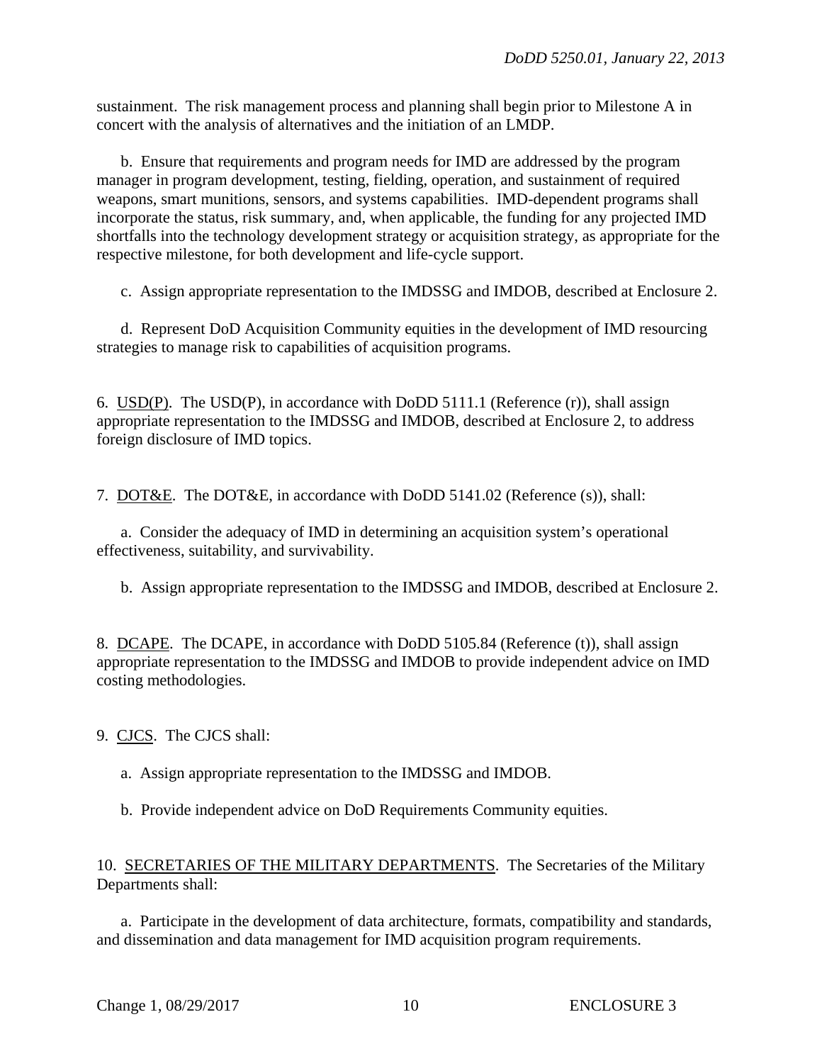sustainment. The risk management process and planning shall begin prior to Milestone A in concert with the analysis of alternatives and the initiation of an LMDP.

b. Ensure that requirements and program needs for IMD are addressed by the program manager in program development, testing, fielding, operation, and sustainment of required weapons, smart munitions, sensors, and systems capabilities. IMD-dependent programs shall incorporate the status, risk summary, and, when applicable, the funding for any projected IMD shortfalls into the technology development strategy or acquisition strategy, as appropriate for the respective milestone, for both development and life-cycle support.

c. Assign appropriate representation to the IMDSSG and IMDOB, described at Enclosure 2.

d. Represent DoD Acquisition Community equities in the development of IMD resourcing strategies to manage risk to capabilities of acquisition programs.

6. USD(P). The USD(P), in accordance with DoDD 5111.1 (Reference (r)), shall assign appropriate representation to the IMDSSG and IMDOB, described at Enclosure 2, to address foreign disclosure of IMD topics.

7. DOT&E. The DOT&E, in accordance with DoDD 5141.02 (Reference (s)), shall:

a. Consider the adequacy of IMD in determining an acquisition system's operational effectiveness, suitability, and survivability.

b. Assign appropriate representation to the IMDSSG and IMDOB, described at Enclosure 2.

8. DCAPE. The DCAPE, in accordance with DoDD 5105.84 (Reference (t)), shall assign appropriate representation to the IMDSSG and IMDOB to provide independent advice on IMD costing methodologies.

9. CJCS. The CJCS shall:

a. Assign appropriate representation to the IMDSSG and IMDOB.

b. Provide independent advice on DoD Requirements Community equities.

10. SECRETARIES OF THE MILITARY DEPARTMENTS. The Secretaries of the Military Departments shall:

a. Participate in the development of data architecture, formats, compatibility and standards, and dissemination and data management for IMD acquisition program requirements.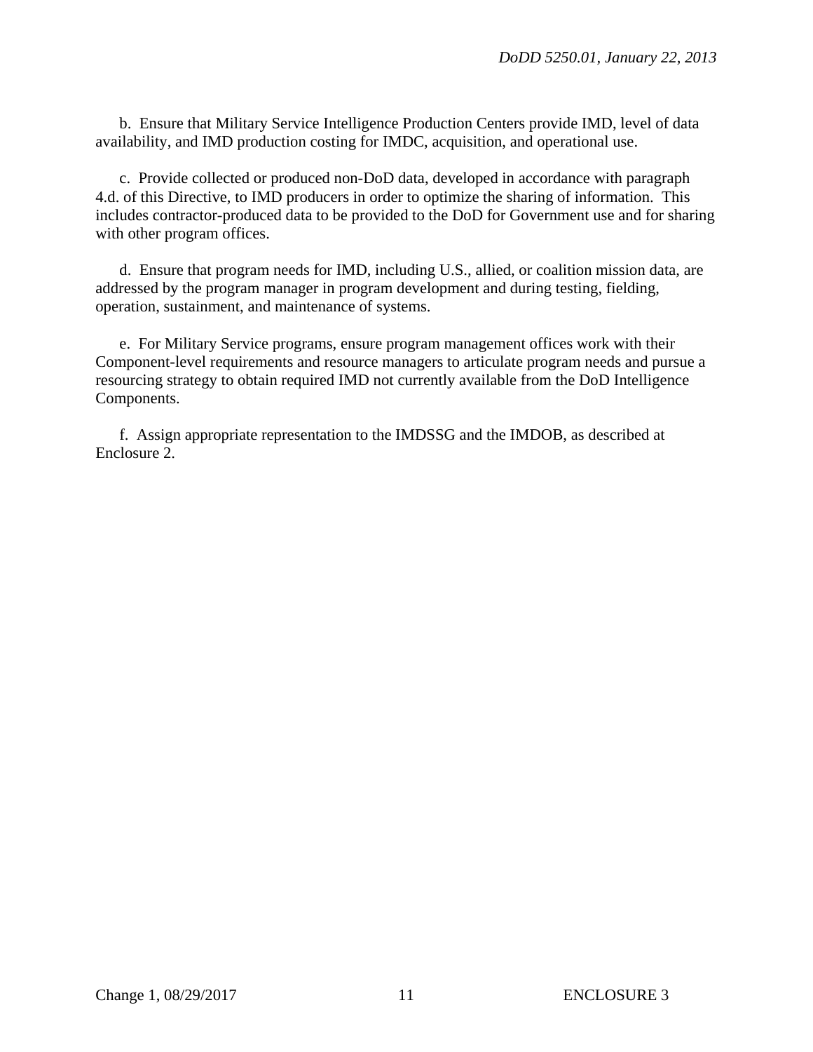b. Ensure that Military Service Intelligence Production Centers provide IMD, level of data availability, and IMD production costing for IMDC, acquisition, and operational use.

c. Provide collected or produced non-DoD data, developed in accordance with paragraph 4.d. of this Directive, to IMD producers in order to optimize the sharing of information. This includes contractor-produced data to be provided to the DoD for Government use and for sharing with other program offices.

d. Ensure that program needs for IMD, including U.S., allied, or coalition mission data, are addressed by the program manager in program development and during testing, fielding, operation, sustainment, and maintenance of systems.

e. For Military Service programs, ensure program management offices work with their Component-level requirements and resource managers to articulate program needs and pursue a resourcing strategy to obtain required IMD not currently available from the DoD Intelligence Components.

f. Assign appropriate representation to the IMDSSG and the IMDOB, as described at Enclosure 2.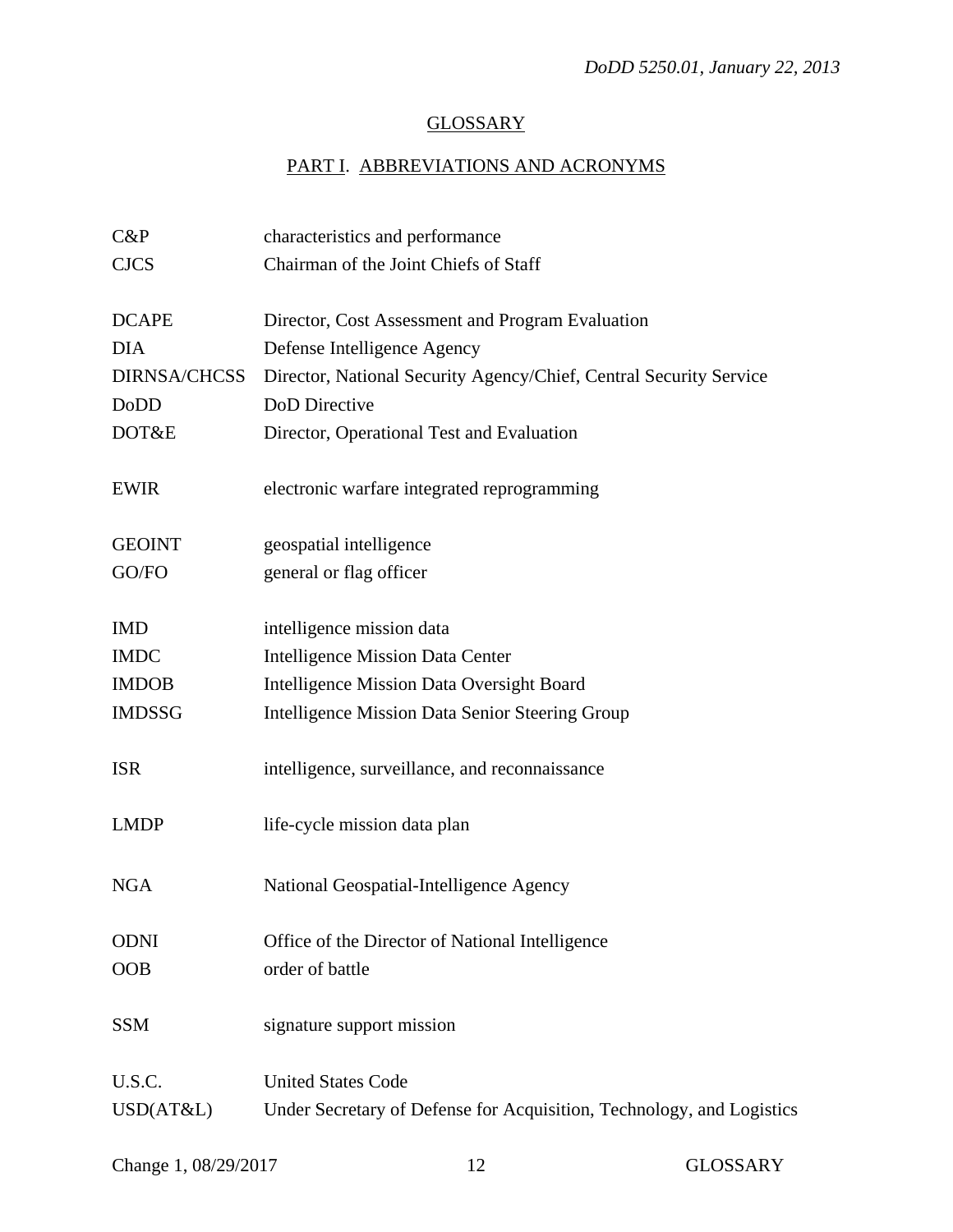# GLOSSARY

## PART I. ABBREVIATIONS AND ACRONYMS

| | |
|---|---|
| C&P | characteristics and performance |
| CJCS | Chairman of the Joint Chiefs of Staff |
| DCAPE | Director, Cost Assessment and Program Evaluation |
| DIA | Defense Intelligence Agency |
| DIRNSA/CHCSS | Director, National Security Agency/Chief, Central Security Service |
| DoDD | DoD Directive |
| DOT&E | Director, Operational Test and Evaluation |
| EWIR | electronic warfare integrated reprogramming |
| GEOINT | geospatial intelligence |
| GO/FO | general or flag officer |
| IMD | intelligence mission data |
| IMDC | Intelligence Mission Data Center |
| IMDOB | Intelligence Mission Data Oversight Board |
| IMDSSG | Intelligence Mission Data Senior Steering Group |
| ISR | intelligence, surveillance, and reconnaissance |
| LMDP | life-cycle mission data plan |
| NGA | National Geospatial-Intelligence Agency |
| ODNI | Office of the Director of National Intelligence |
| OOB | order of battle |
| SSM | signature support mission |
| U.S.C. | United States Code |
| USD(AT&L) | Under Secretary of Defense for Acquisition, Technology, and Logistics |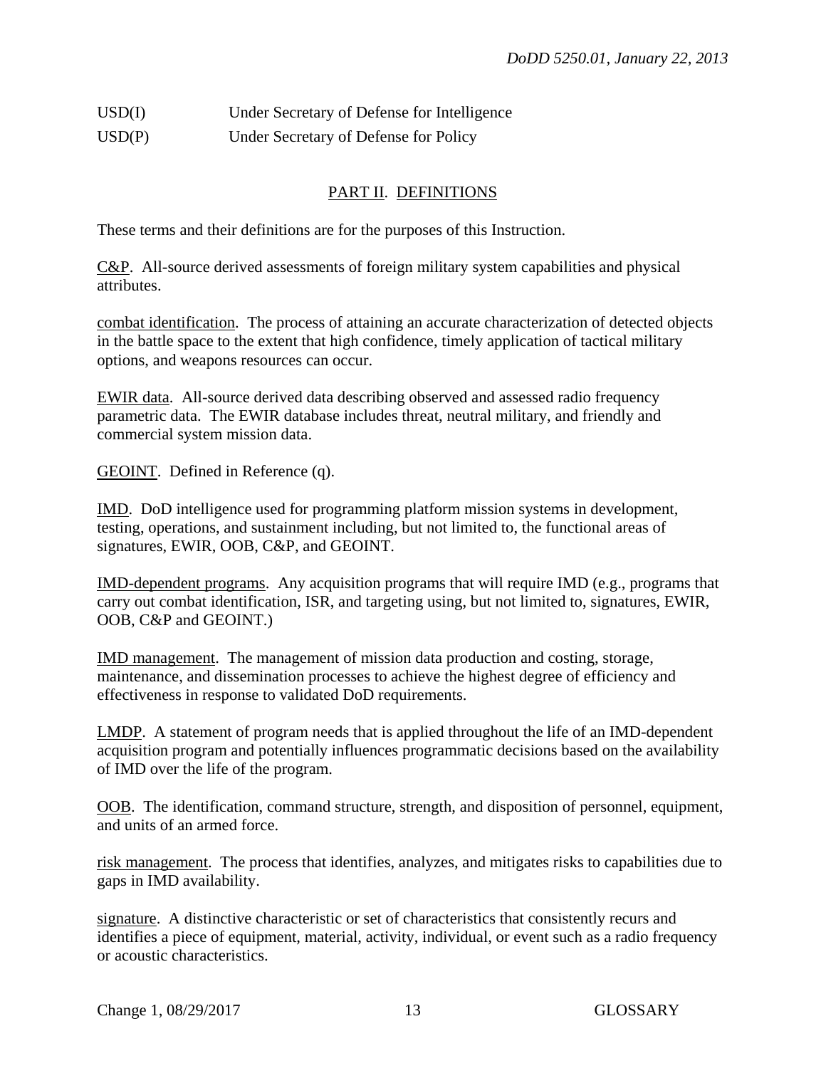USD(I) Under Secretary of Defense for Intelligence

USD(P) Under Secretary of Defense for Policy

## PART II. DEFINITIONS

These terms and their definitions are for the purposes of this Instruction.

C&P. All-source derived assessments of foreign military system capabilities and physical attributes.

combat identification. The process of attaining an accurate characterization of detected objects in the battle space to the extent that high confidence, timely application of tactical military options, and weapons resources can occur.

EWIR data. All-source derived data describing observed and assessed radio frequency parametric data. The EWIR database includes threat, neutral military, and friendly and commercial system mission data.

GEOINT. Defined in Reference (q).

IMD. DoD intelligence used for programming platform mission systems in development, testing, operations, and sustainment including, but not limited to, the functional areas of signatures, EWIR, OOB, C&P, and GEOINT.

IMD-dependent programs. Any acquisition programs that will require IMD (e.g., programs that carry out combat identification, ISR, and targeting using, but not limited to, signatures, EWIR, OOB, C&P and GEOINT.)

IMD management. The management of mission data production and costing, storage, maintenance, and dissemination processes to achieve the highest degree of efficiency and effectiveness in response to validated DoD requirements.

LMDP. A statement of program needs that is applied throughout the life of an IMD-dependent acquisition program and potentially influences programmatic decisions based on the availability of IMD over the life of the program.

OOB. The identification, command structure, strength, and disposition of personnel, equipment, and units of an armed force.

risk management. The process that identifies, analyzes, and mitigates risks to capabilities due to gaps in IMD availability.

signature. A distinctive characteristic or set of characteristics that consistently recurs and identifies a piece of equipment, material, activity, individual, or event such as a radio frequency or acoustic characteristics.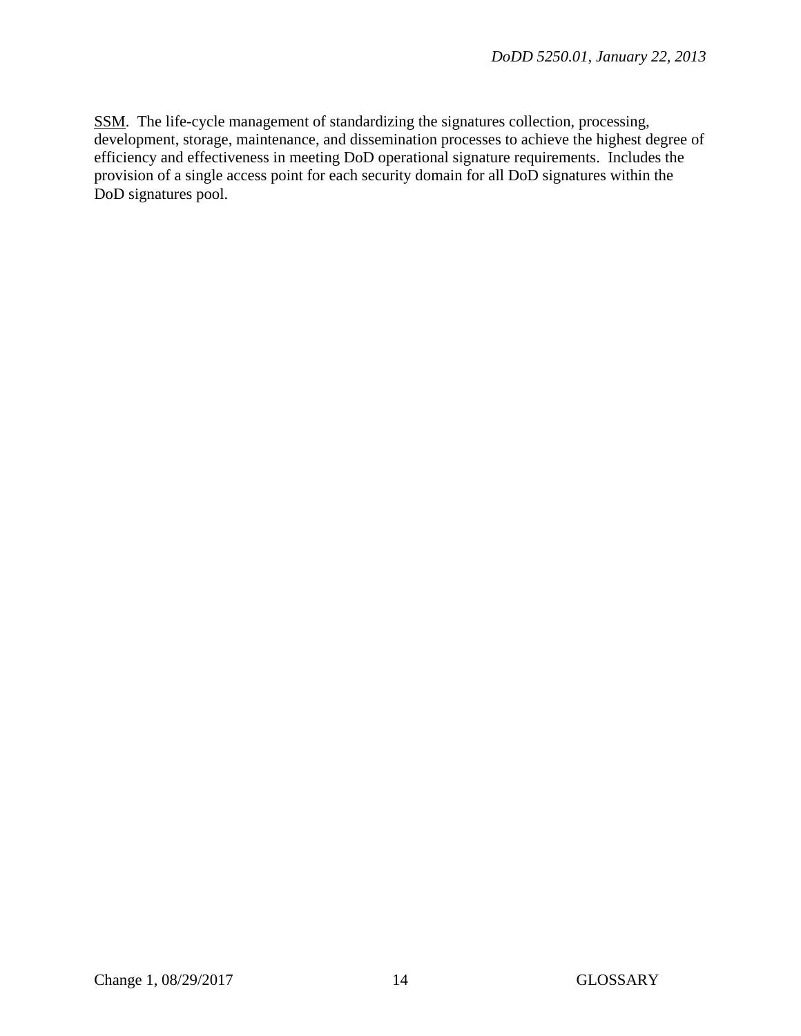<u>SSM</u>.  The life-cycle management of standardizing the signatures collection, processing, development, storage, maintenance, and dissemination processes to achieve the highest degree of efficiency and effectiveness in meeting DoD operational signature requirements.  Includes the provision of a single access point for each security domain for all DoD signatures within the DoD signatures pool.